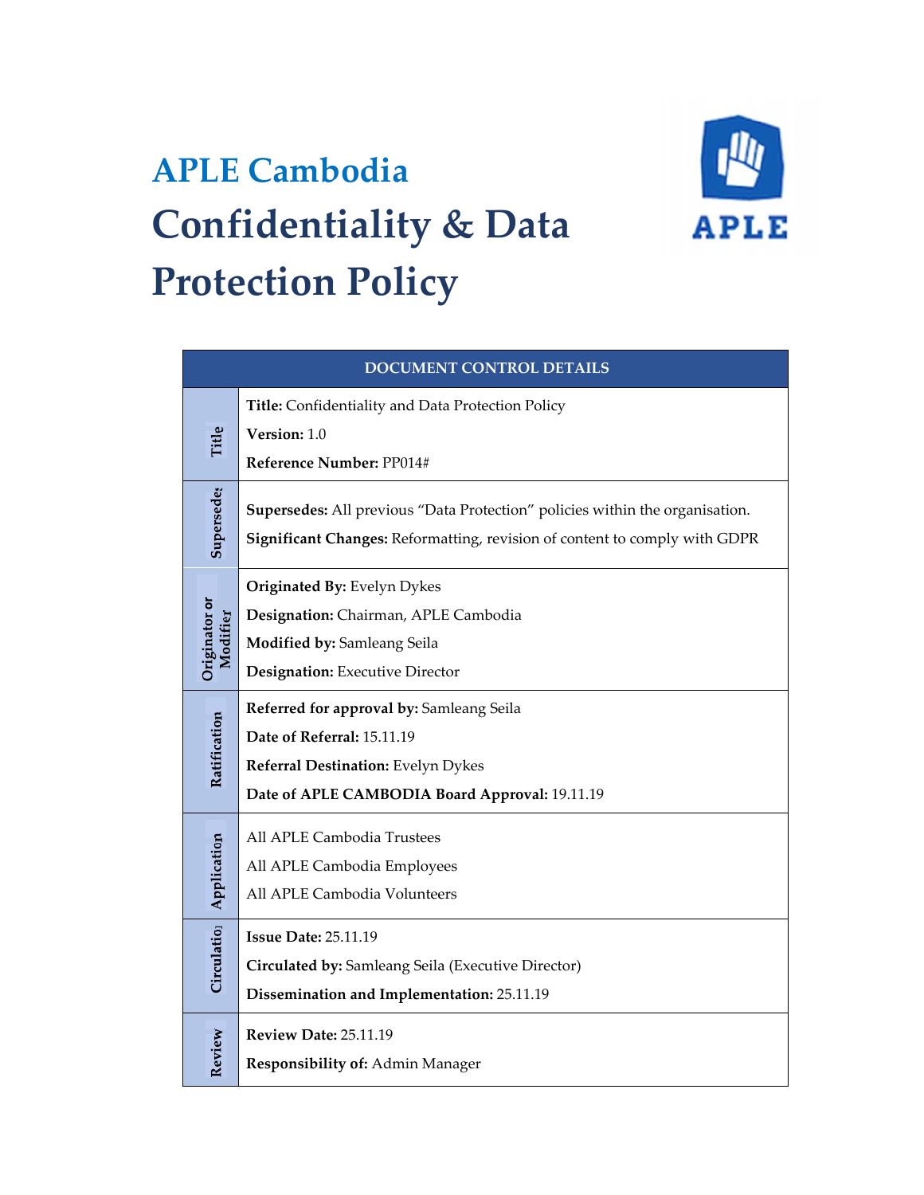# APLE Cambodia

# Confidentiality & Data Protection Policy

| DOCUMENT CONTROL DETAILS | |
|---|---|
| Title | **Title:** Confidentiality and Data Protection Policy<br>**Version:** 1.0<br>**Reference Number:** PP014# |
| Supersedes | **Supersedes:** All previous "Data Protection" policies within the organisation.<br>**Significant Changes:** Reformatting, revision of content to comply with GDPR |
| Originator or Modifier | **Originated By:** Evelyn Dykes<br>**Designation:** Chairman, APLE Cambodia<br>**Modified by:** Samleang Seila<br>**Designation:** Executive Director |
| Ratification | **Referred for approval by:** Samleang Seila<br>**Date of Referral:** 15.11.19<br>**Referral Destination:** Evelyn Dykes<br>**Date of APLE CAMBODIA Board Approval:** 19.11.19 |
| Application | All APLE Cambodia Trustees<br>All APLE Cambodia Employees<br>All APLE Cambodia Volunteers |
| Circulation | **Issue Date:** 25.11.19<br>**Circulated by:** Samleang Seila (Executive Director)<br>**Dissemination and Implementation:** 25.11.19 |
| Review | **Review Date:** 25.11.19<br>**Responsibility of:** Admin Manager |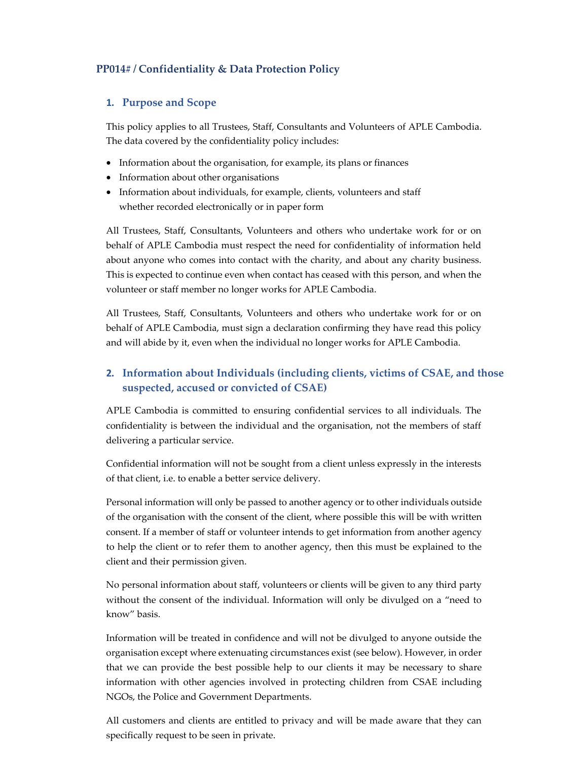## PP014# / Confidentiality & Data Protection Policy

### 1. Purpose and Scope

This policy applies to all Trustees, Staff, Consultants and Volunteers of APLE Cambodia. The data covered by the confidentiality policy includes:

- Information about the organisation, for example, its plans or finances
- Information about other organisations
- Information about individuals, for example, clients, volunteers and staff whether recorded electronically or in paper form

All Trustees, Staff, Consultants, Volunteers and others who undertake work for or on behalf of APLE Cambodia must respect the need for confidentiality of information held about anyone who comes into contact with the charity, and about any charity business. This is expected to continue even when contact has ceased with this person, and when the volunteer or staff member no longer works for APLE Cambodia.

All Trustees, Staff, Consultants, Volunteers and others who undertake work for or on behalf of APLE Cambodia, must sign a declaration confirming they have read this policy and will abide by it, even when the individual no longer works for APLE Cambodia.

### 2. Information about Individuals (including clients, victims of CSAE, and those suspected, accused or convicted of CSAE)

APLE Cambodia is committed to ensuring confidential services to all individuals. The confidentiality is between the individual and the organisation, not the members of staff delivering a particular service.

Confidential information will not be sought from a client unless expressly in the interests of that client, i.e. to enable a better service delivery.

Personal information will only be passed to another agency or to other individuals outside of the organisation with the consent of the client, where possible this will be with written consent. If a member of staff or volunteer intends to get information from another agency to help the client or to refer them to another agency, then this must be explained to the client and their permission given.

No personal information about staff, volunteers or clients will be given to any third party without the consent of the individual. Information will only be divulged on a "need to know" basis.

Information will be treated in confidence and will not be divulged to anyone outside the organisation except where extenuating circumstances exist (see below). However, in order that we can provide the best possible help to our clients it may be necessary to share information with other agencies involved in protecting children from CSAE including NGOs, the Police and Government Departments.

All customers and clients are entitled to privacy and will be made aware that they can specifically request to be seen in private.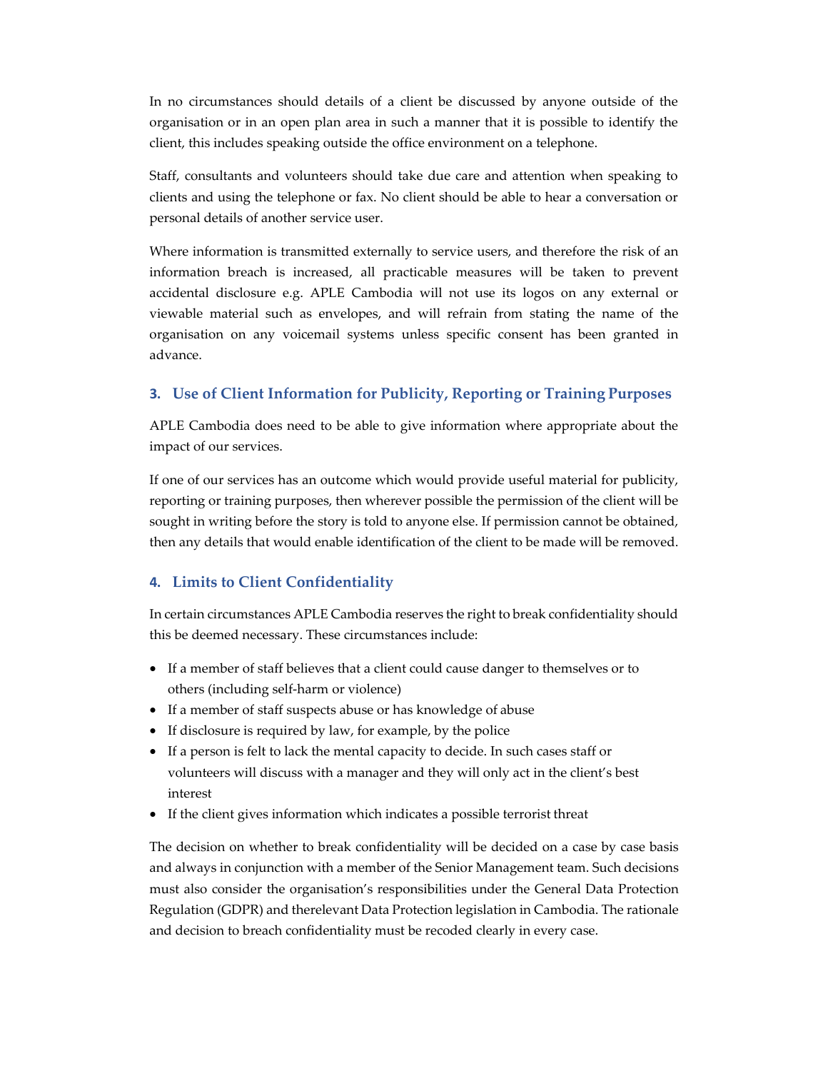In no circumstances should details of a client be discussed by anyone outside of the organisation or in an open plan area in such a manner that it is possible to identify the client, this includes speaking outside the office environment on a telephone.

Staff, consultants and volunteers should take due care and attention when speaking to clients and using the telephone or fax. No client should be able to hear a conversation or personal details of another service user.

Where information is transmitted externally to service users, and therefore the risk of an information breach is increased, all practicable measures will be taken to prevent accidental disclosure e.g. APLE Cambodia will not use its logos on any external or viewable material such as envelopes, and will refrain from stating the name of the organisation on any voicemail systems unless specific consent has been granted in advance.

## 3. Use of Client Information for Publicity, Reporting or Training Purposes

APLE Cambodia does need to be able to give information where appropriate about the impact of our services.

If one of our services has an outcome which would provide useful material for publicity, reporting or training purposes, then wherever possible the permission of the client will be sought in writing before the story is told to anyone else. If permission cannot be obtained, then any details that would enable identification of the client to be made will be removed.

## 4. Limits to Client Confidentiality

In certain circumstances APLE Cambodia reserves the right to break confidentiality should this be deemed necessary. These circumstances include:

- If a member of staff believes that a client could cause danger to themselves or to others (including self-harm or violence)
- If a member of staff suspects abuse or has knowledge of abuse
- If disclosure is required by law, for example, by the police
- If a person is felt to lack the mental capacity to decide. In such cases staff or volunteers will discuss with a manager and they will only act in the client's best interest
- If the client gives information which indicates a possible terrorist threat

The decision on whether to break confidentiality will be decided on a case by case basis and always in conjunction with a member of the Senior Management team. Such decisions must also consider the organisation's responsibilities under the General Data Protection Regulation (GDPR) and therelevant Data Protection legislation in Cambodia. The rationale and decision to breach confidentiality must be recoded clearly in every case.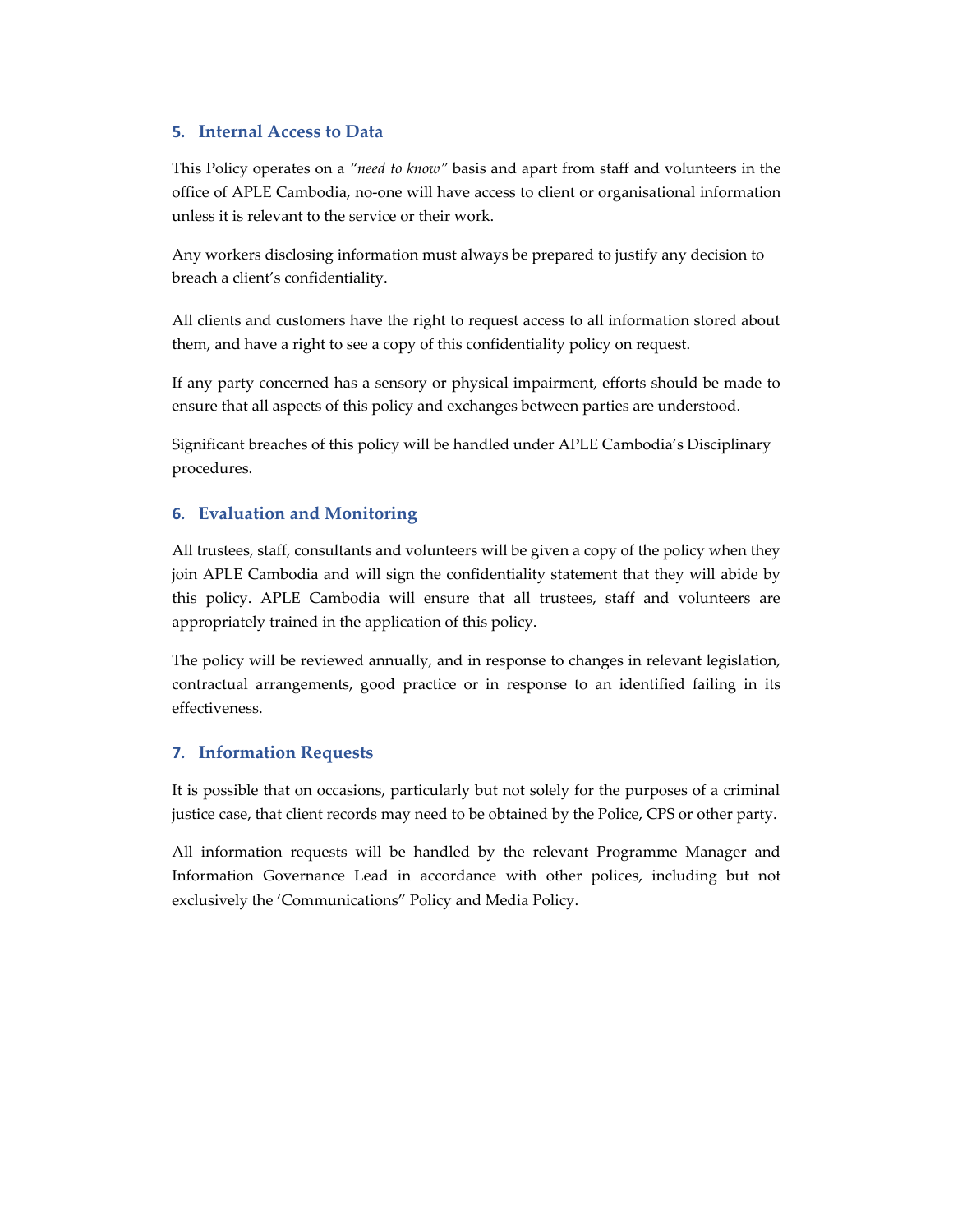## 5. Internal Access to Data

This Policy operates on a *"need to know"* basis and apart from staff and volunteers in the office of APLE Cambodia, no-one will have access to client or organisational information unless it is relevant to the service or their work.

Any workers disclosing information must always be prepared to justify any decision to breach a client's confidentiality.

All clients and customers have the right to request access to all information stored about them, and have a right to see a copy of this confidentiality policy on request.

If any party concerned has a sensory or physical impairment, efforts should be made to ensure that all aspects of this policy and exchanges between parties are understood.

Significant breaches of this policy will be handled under APLE Cambodia's Disciplinary procedures.

## 6. Evaluation and Monitoring

All trustees, staff, consultants and volunteers will be given a copy of the policy when they join APLE Cambodia and will sign the confidentiality statement that they will abide by this policy. APLE Cambodia will ensure that all trustees, staff and volunteers are appropriately trained in the application of this policy.

The policy will be reviewed annually, and in response to changes in relevant legislation, contractual arrangements, good practice or in response to an identified failing in its effectiveness.

## 7. Information Requests

It is possible that on occasions, particularly but not solely for the purposes of a criminal justice case, that client records may need to be obtained by the Police, CPS or other party.

All information requests will be handled by the relevant Programme Manager and Information Governance Lead in accordance with other polices, including but not exclusively the 'Communications" Policy and Media Policy.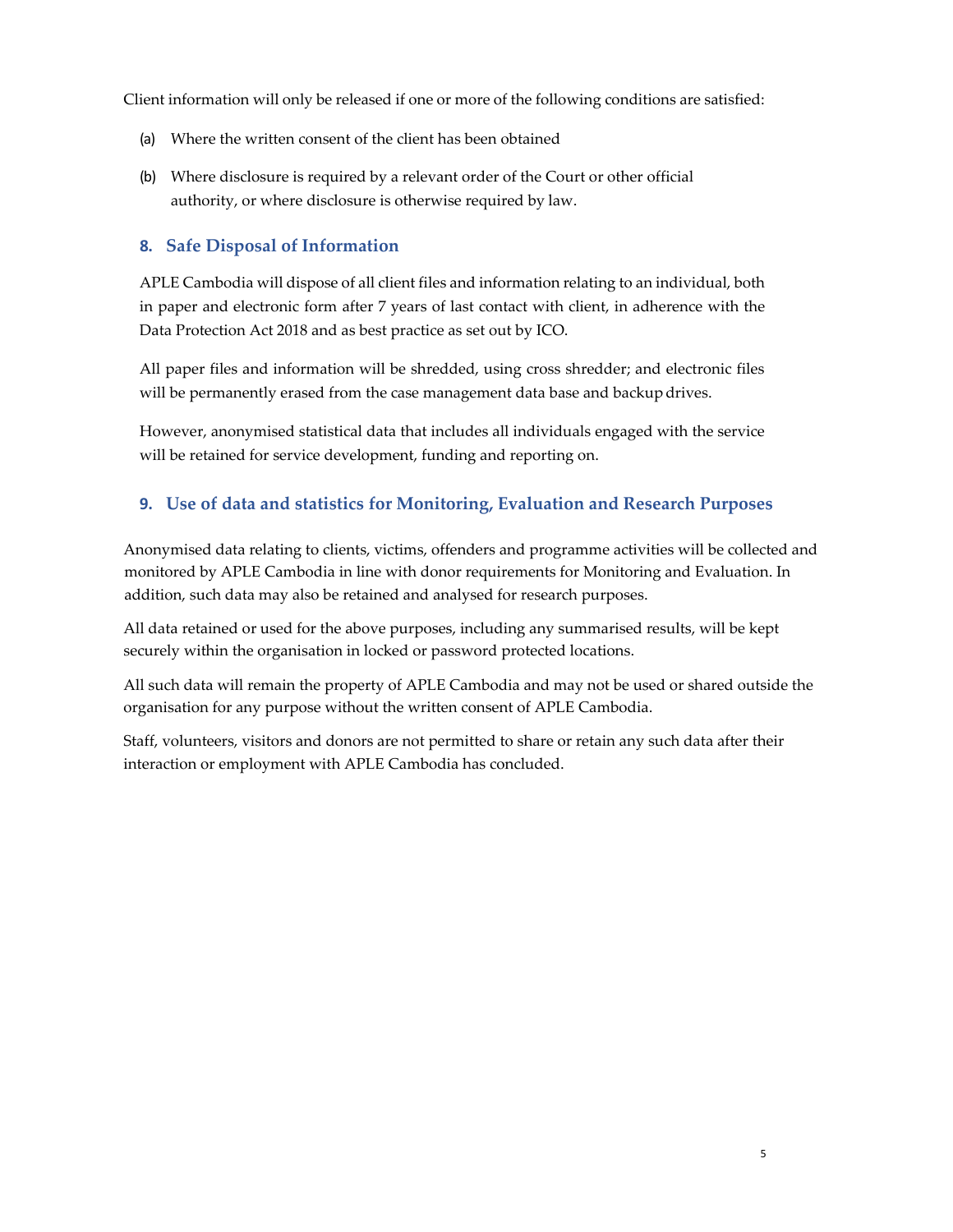Client information will only be released if one or more of the following conditions are satisfied:

(a) Where the written consent of the client has been obtained

(b) Where disclosure is required by a relevant order of the Court or other official authority, or where disclosure is otherwise required by law.

## 8. Safe Disposal of Information

APLE Cambodia will dispose of all client files and information relating to an individual, both in paper and electronic form after 7 years of last contact with client, in adherence with the Data Protection Act 2018 and as best practice as set out by ICO.

All paper files and information will be shredded, using cross shredder; and electronic files will be permanently erased from the case management data base and backup drives.

However, anonymised statistical data that includes all individuals engaged with the service will be retained for service development, funding and reporting on.

## 9. Use of data and statistics for Monitoring, Evaluation and Research Purposes

Anonymised data relating to clients, victims, offenders and programme activities will be collected and monitored by APLE Cambodia in line with donor requirements for Monitoring and Evaluation. In addition, such data may also be retained and analysed for research purposes.

All data retained or used for the above purposes, including any summarised results, will be kept securely within the organisation in locked or password protected locations.

All such data will remain the property of APLE Cambodia and may not be used or shared outside the organisation for any purpose without the written consent of APLE Cambodia.

Staff, volunteers, visitors and donors are not permitted to share or retain any such data after their interaction or employment with APLE Cambodia has concluded.